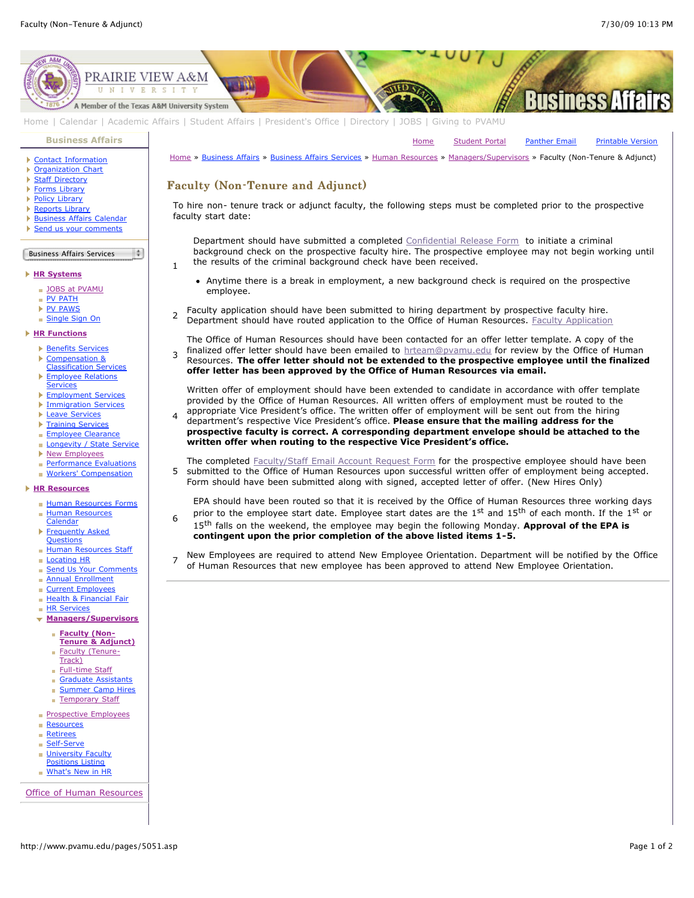PRAIRIE VIEW A&M UNIVERSITY

A Member of the Texas A&M University System

Business Affairs

Home | Calendar | Academic Affairs | Student Affairs | President's Office | Directory | JOBS | Giving to PVAMU

**Business Affairs**

- Contact Information
- Organization Chart
- Staff Directory
- Forms Library
- Policy Library
- Reports Library
- Business Affairs Calendar
- Send us your comments

Business Affairs Services

- **HR Systems**
  - JOBS at PVAMU
  - PV PATH
  - PV PAWS
  - Single Sign On
- **HR Functions**
  - Benefits Services
  - Compensation & Classification Services
  - Employee Relations Services
  - Employment Services
  - Immigration Services
  - Leave Services
  - Training Services
  - Employee Clearance
  - Longevity / State Service
  - New Employees
  - Performance Evaluations
  - Workers' Compensation
- **HR Resources**
  - Human Resources Forms
  - Human Resources Calendar
  - Frequently Asked Questions
  - Human Resources Staff
  - Locating HR
  - Send Us Your Comments
  - Annual Enrollment
  - Current Employees
  - Health & Financial Fair
  - HR Services
  - **Managers/Supervisors**
    - **Faculty (Non-Tenure & Adjunct)**
    - Faculty (Tenure-Track)
    - Full-time Staff
    - Graduate Assistants
    - Summer Camp Hires
    - Temporary Staff
  - Prospective Employees
  - Resources
  - Retirees
  - Self-Serve
  - University Faculty Positions Listing
  - What's New in HR

Office of Human Resources

Home | Student Portal | Panther Email | Printable Version

Home » Business Affairs » Business Affairs Services » Human Resources » Managers/Supervisors » Faculty (Non-Tenure & Adjunct)

# Faculty (Non-Tenure and Adjunct)

To hire non- tenure track or adjunct faculty, the following steps must be completed prior to the prospective faculty start date:

1. Department should have submitted a completed Confidential Release Form to initiate a criminal background check on the prospective faculty hire. The prospective employee may not begin working until the results of the criminal background check have been received.
   - Anytime there is a break in employment, a new background check is required on the prospective employee.
2. Faculty application should have been submitted to hiring department by prospective faculty hire. Department should have routed application to the Office of Human Resources. Faculty Application
3. The Office of Human Resources should have been contacted for an offer letter template. A copy of the finalized offer letter should have been emailed to hrteam@pvamu.edu for review by the Office of Human Resources. **The offer letter should not be extended to the prospective employee until the finalized offer letter has been approved by the Office of Human Resources via email.**
4. Written offer of employment should have been extended to candidate in accordance with offer template provided by the Office of Human Resources. All written offers of employment must be routed to the appropriate Vice President's office. The written offer of employment will be sent out from the hiring department's respective Vice President's office. **Please ensure that the mailing address for the prospective faculty is correct. A corresponding department envelope should be attached to the written offer when routing to the respective Vice President's office.**
5. The completed Faculty/Staff Email Account Request Form for the prospective employee should have been submitted to the Office of Human Resources upon successful written offer of employment being accepted. Form should have been submitted along with signed, accepted letter of offer. (New Hires Only)
6. EPA should have been routed so that it is received by the Office of Human Resources three working days prior to the employee start date. Employee start dates are the 1st and 15th of each month. If the 1st or 15th falls on the weekend, the employee may begin the following Monday. **Approval of the EPA is contingent upon the prior completion of the above listed items 1-5.**
7. New Employees are required to attend New Employee Orientation. Department will be notified by the Office of Human Resources that new employee has been approved to attend New Employee Orientation.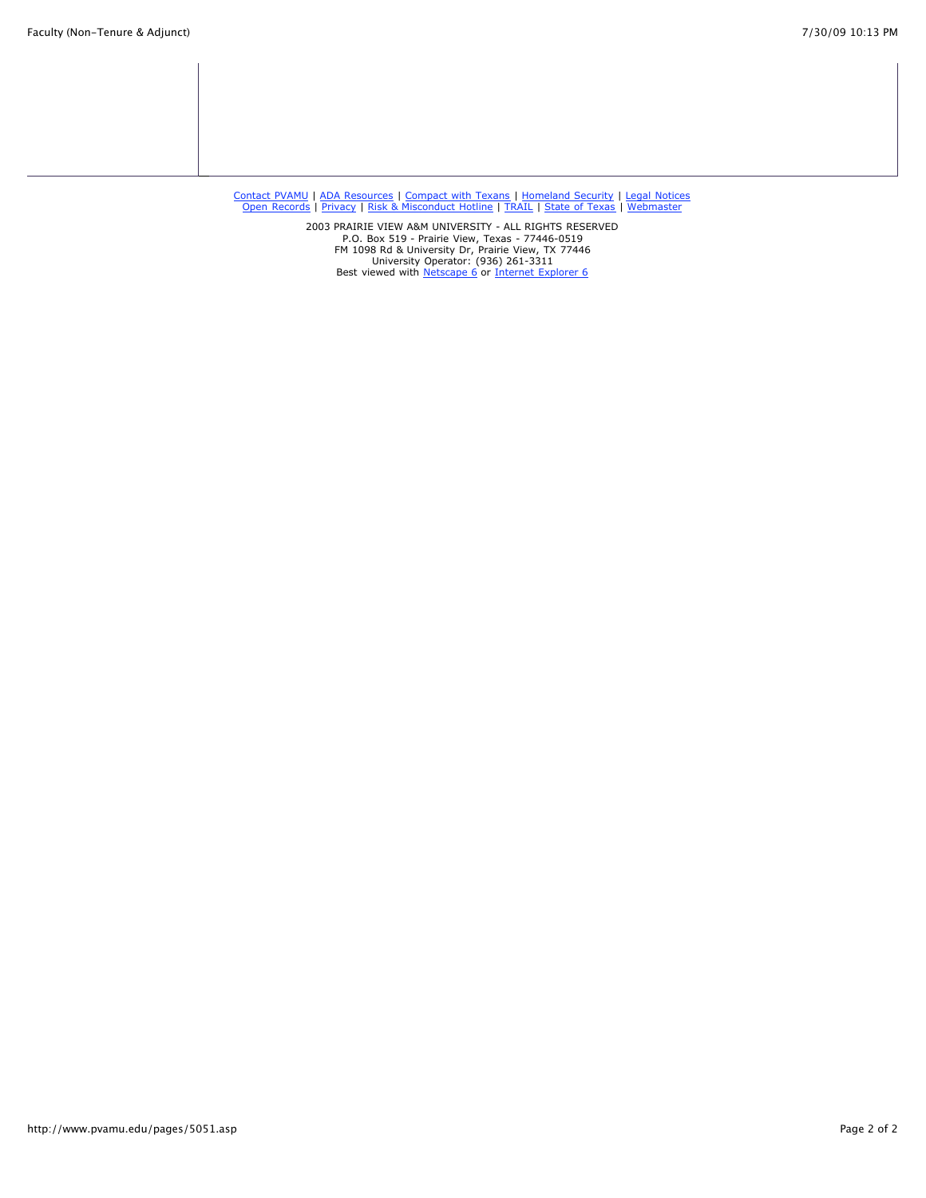Contact PVAMU | ADA Resources | Compact with Texans | Homeland Security | Legal Notices
Open Records | Privacy | Risk & Misconduct Hotline | TRAIL | State of Texas | Webmaster

2003 PRAIRIE VIEW A&M UNIVERSITY - ALL RIGHTS RESERVED
P.O. Box 519 - Prairie View, Texas - 77446-0519
FM 1098 Rd & University Dr, Prairie View, TX 77446
University Operator: (936) 261-3311
Best viewed with Netscape 6 or Internet Explorer 6